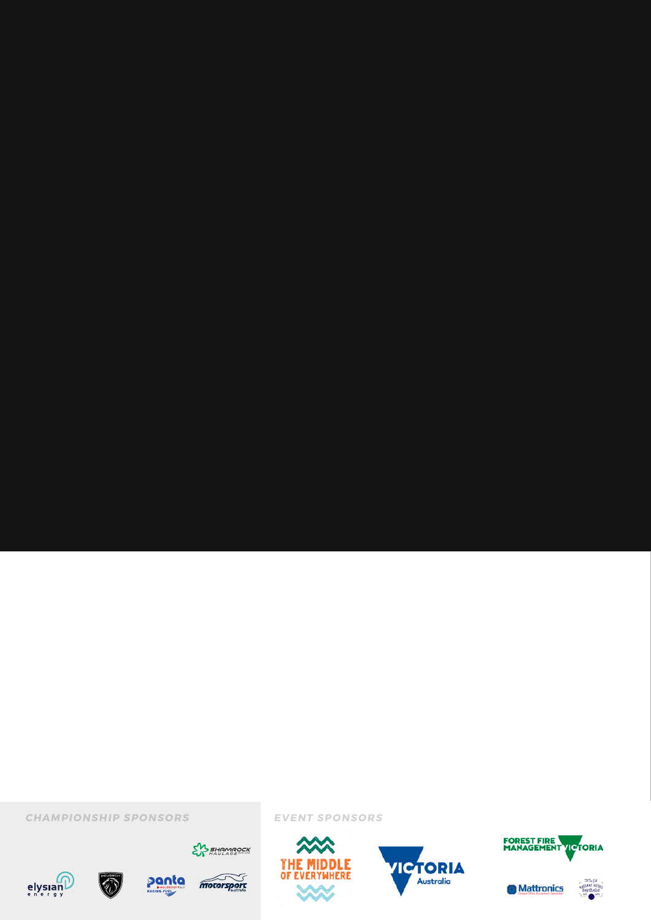CHAMPIONSHIP SPONSORS

EVENT SPONSORS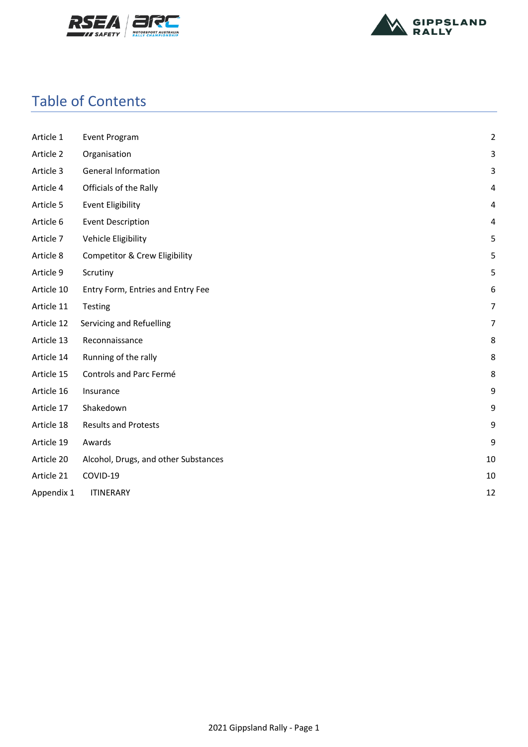# Table of Contents

| | | |
|---|---|---|
| Article 1 | Event Program | 2 |
| Article 2 | Organisation | 3 |
| Article 3 | General Information | 3 |
| Article 4 | Officials of the Rally | 4 |
| Article 5 | Event Eligibility | 4 |
| Article 6 | Event Description | 4 |
| Article 7 | Vehicle Eligibility | 5 |
| Article 8 | Competitor & Crew Eligibility | 5 |
| Article 9 | Scrutiny | 5 |
| Article 10 | Entry Form, Entries and Entry Fee | 6 |
| Article 11 | Testing | 7 |
| Article 12 | Servicing and Refuelling | 7 |
| Article 13 | Reconnaissance | 8 |
| Article 14 | Running of the rally | 8 |
| Article 15 | Controls and Parc Fermé | 8 |
| Article 16 | Insurance | 9 |
| Article 17 | Shakedown | 9 |
| Article 18 | Results and Protests | 9 |
| Article 19 | Awards | 9 |
| Article 20 | Alcohol, Drugs, and other Substances | 10 |
| Article 21 | COVID-19 | 10 |
| Appendix 1 | ITINERARY | 12 |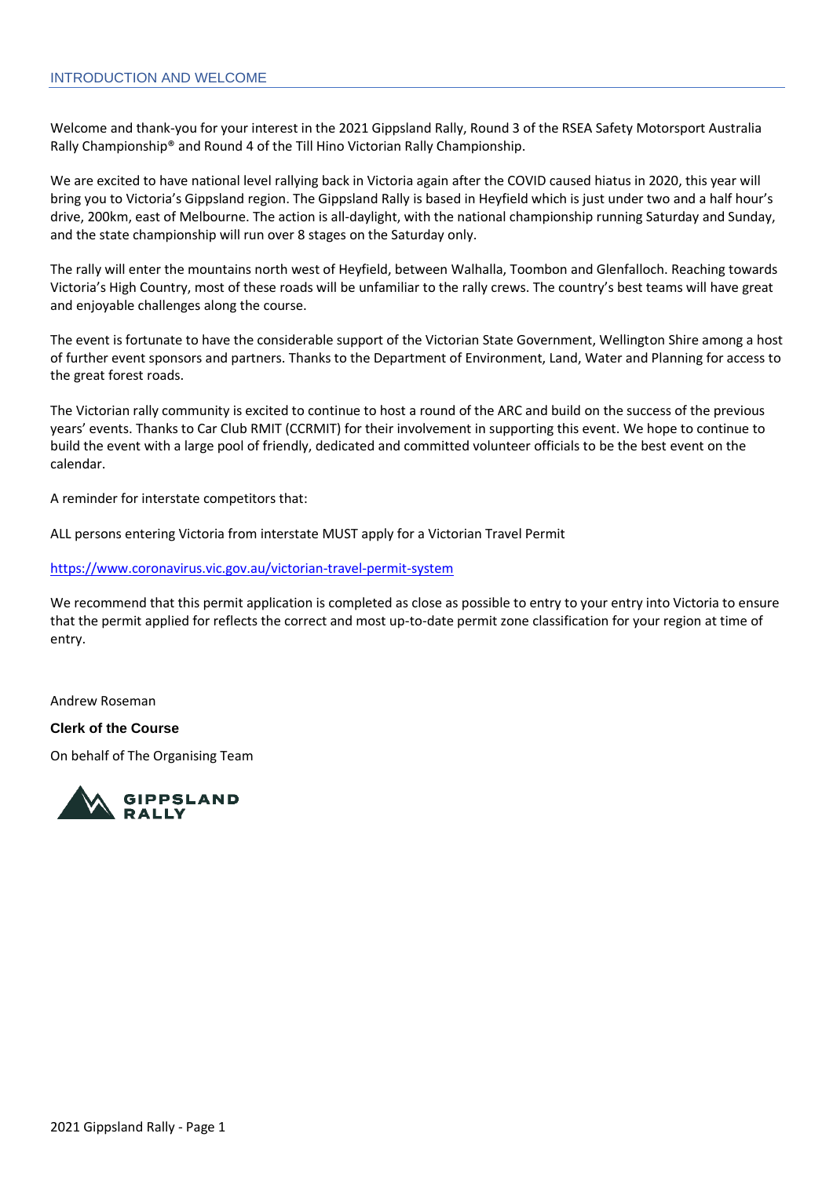## INTRODUCTION AND WELCOME

Welcome and thank-you for your interest in the 2021 Gippsland Rally, Round 3 of the RSEA Safety Motorsport Australia Rally Championship® and Round 4 of the Till Hino Victorian Rally Championship.

We are excited to have national level rallying back in Victoria again after the COVID caused hiatus in 2020, this year will bring you to Victoria's Gippsland region. The Gippsland Rally is based in Heyfield which is just under two and a half hour's drive, 200km, east of Melbourne. The action is all-daylight, with the national championship running Saturday and Sunday, and the state championship will run over 8 stages on the Saturday only.

The rally will enter the mountains north west of Heyfield, between Walhalla, Toombon and Glenfalloch. Reaching towards Victoria's High Country, most of these roads will be unfamiliar to the rally crews. The country's best teams will have great and enjoyable challenges along the course.

The event is fortunate to have the considerable support of the Victorian State Government, Wellington Shire among a host of further event sponsors and partners. Thanks to the Department of Environment, Land, Water and Planning for access to the great forest roads.

The Victorian rally community is excited to continue to host a round of the ARC and build on the success of the previous years' events. Thanks to Car Club RMIT (CCRMIT) for their involvement in supporting this event. We hope to continue to build the event with a large pool of friendly, dedicated and committed volunteer officials to be the best event on the calendar.

A reminder for interstate competitors that:

ALL persons entering Victoria from interstate MUST apply for a Victorian Travel Permit

https://www.coronavirus.vic.gov.au/victorian-travel-permit-system

We recommend that this permit application is completed as close as possible to entry to your entry into Victoria to ensure that the permit applied for reflects the correct and most up-to-date permit zone classification for your region at time of entry.

Andrew Roseman

**Clerk of the Course**

On behalf of The Organising Team

GIPPSLAND RALLY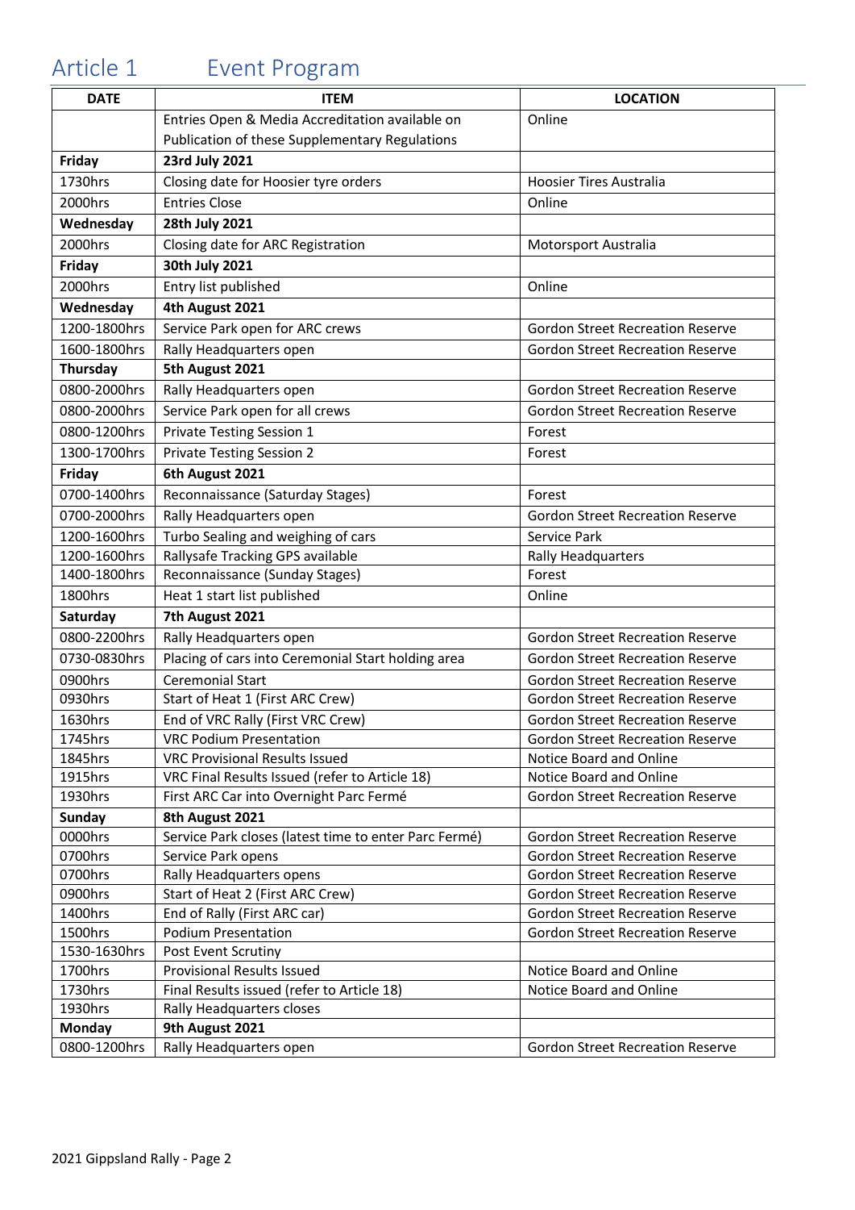# Article 1 Event Program

| DATE | ITEM | LOCATION |
|---|---|---|
| | Entries Open & Media Accreditation available on Publication of these Supplementary Regulations | Online |
| **Friday** | **23rd July 2021** | |
| 1730hrs | Closing date for Hoosier tyre orders | Hoosier Tires Australia |
| 2000hrs | Entries Close | Online |
| **Wednesday** | **28th July 2021** | |
| 2000hrs | Closing date for ARC Registration | Motorsport Australia |
| **Friday** | **30th July 2021** | |
| 2000hrs | Entry list published | Online |
| **Wednesday** | **4th August 2021** | |
| 1200-1800hrs | Service Park open for ARC crews | Gordon Street Recreation Reserve |
| 1600-1800hrs | Rally Headquarters open | Gordon Street Recreation Reserve |
| **Thursday** | **5th August 2021** | |
| 0800-2000hrs | Rally Headquarters open | Gordon Street Recreation Reserve |
| 0800-2000hrs | Service Park open for all crews | Gordon Street Recreation Reserve |
| 0800-1200hrs | Private Testing Session 1 | Forest |
| 1300-1700hrs | Private Testing Session 2 | Forest |
| **Friday** | **6th August 2021** | |
| 0700-1400hrs | Reconnaissance (Saturday Stages) | Forest |
| 0700-2000hrs | Rally Headquarters open | Gordon Street Recreation Reserve |
| 1200-1600hrs | Turbo Sealing and weighing of cars | Service Park |
| 1200-1600hrs | Rallysafe Tracking GPS available | Rally Headquarters |
| 1400-1800hrs | Reconnaissance (Sunday Stages) | Forest |
| 1800hrs | Heat 1 start list published | Online |
| **Saturday** | **7th August 2021** | |
| 0800-2200hrs | Rally Headquarters open | Gordon Street Recreation Reserve |
| 0730-0830hrs | Placing of cars into Ceremonial Start holding area | Gordon Street Recreation Reserve |
| 0900hrs | Ceremonial Start | Gordon Street Recreation Reserve |
| 0930hrs | Start of Heat 1 (First ARC Crew) | Gordon Street Recreation Reserve |
| 1630hrs | End of VRC Rally (First VRC Crew) | Gordon Street Recreation Reserve |
| 1745hrs | VRC Podium Presentation | Gordon Street Recreation Reserve |
| 1845hrs | VRC Provisional Results Issued | Notice Board and Online |
| 1915hrs | VRC Final Results Issued (refer to Article 18) | Notice Board and Online |
| 1930hrs | First ARC Car into Overnight Parc Fermé | Gordon Street Recreation Reserve |
| **Sunday** | **8th August 2021** | |
| 0000hrs | Service Park closes (latest time to enter Parc Fermé) | Gordon Street Recreation Reserve |
| 0700hrs | Service Park opens | Gordon Street Recreation Reserve |
| 0700hrs | Rally Headquarters opens | Gordon Street Recreation Reserve |
| 0900hrs | Start of Heat 2 (First ARC Crew) | Gordon Street Recreation Reserve |
| 1400hrs | End of Rally (First ARC car) | Gordon Street Recreation Reserve |
| 1500hrs | Podium Presentation | Gordon Street Recreation Reserve |
| 1530-1630hrs | Post Event Scrutiny | |
| 1700hrs | Provisional Results Issued | Notice Board and Online |
| 1730hrs | Final Results issued (refer to Article 18) | Notice Board and Online |
| 1930hrs | Rally Headquarters closes | |
| **Monday** | **9th August 2021** | |
| 0800-1200hrs | Rally Headquarters open | Gordon Street Recreation Reserve |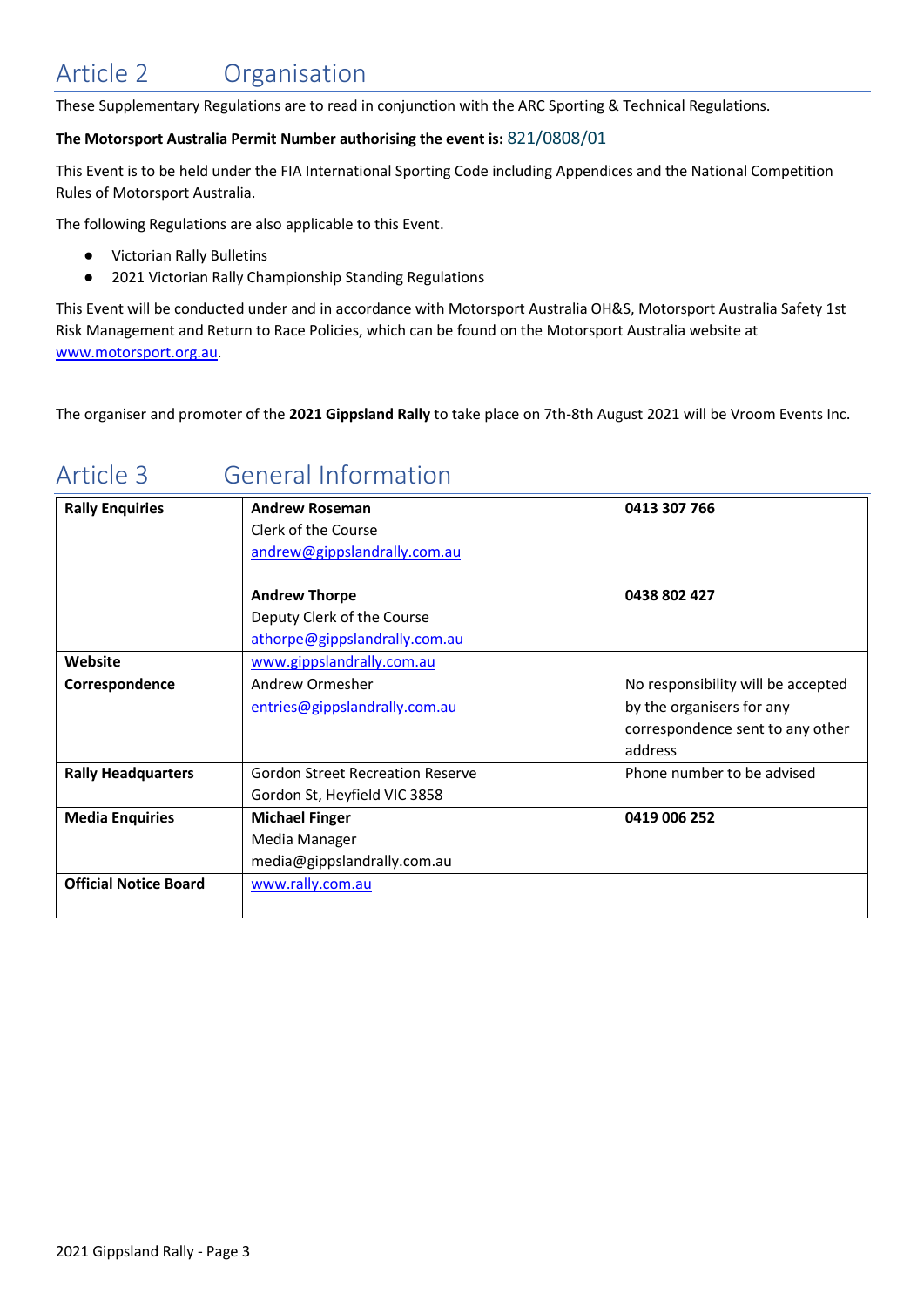## Article 2 Organisation

These Supplementary Regulations are to read in conjunction with the ARC Sporting & Technical Regulations.

**The Motorsport Australia Permit Number authorising the event is:** 821/0808/01

This Event is to be held under the FIA International Sporting Code including Appendices and the National Competition Rules of Motorsport Australia.

The following Regulations are also applicable to this Event.

- Victorian Rally Bulletins
- 2021 Victorian Rally Championship Standing Regulations

This Event will be conducted under and in accordance with Motorsport Australia OH&S, Motorsport Australia Safety 1st Risk Management and Return to Race Policies, which can be found on the Motorsport Australia website at www.motorsport.org.au.

The organiser and promoter of the **2021 Gippsland Rally** to take place on 7th-8th August 2021 will be Vroom Events Inc.

## Article 3 General Information

| | | |
|---|---|---|
| **Rally Enquiries** | **Andrew Roseman**<br>Clerk of the Course<br>andrew@gippslandrally.com.au<br><br>**Andrew Thorpe**<br>Deputy Clerk of the Course<br>athorpe@gippslandrally.com.au | **0413 307 766**<br><br><br><br>**0438 802 427** |
| **Website** | www.gippslandrally.com.au | |
| **Correspondence** | Andrew Ormesher<br>entries@gippslandrally.com.au | No responsibility will be accepted by the organisers for any correspondence sent to any other address |
| **Rally Headquarters** | Gordon Street Recreation Reserve<br>Gordon St, Heyfield VIC 3858 | Phone number to be advised |
| **Media Enquiries** | **Michael Finger**<br>Media Manager<br>media@gippslandrally.com.au | **0419 006 252** |
| **Official Notice Board** | www.rally.com.au | |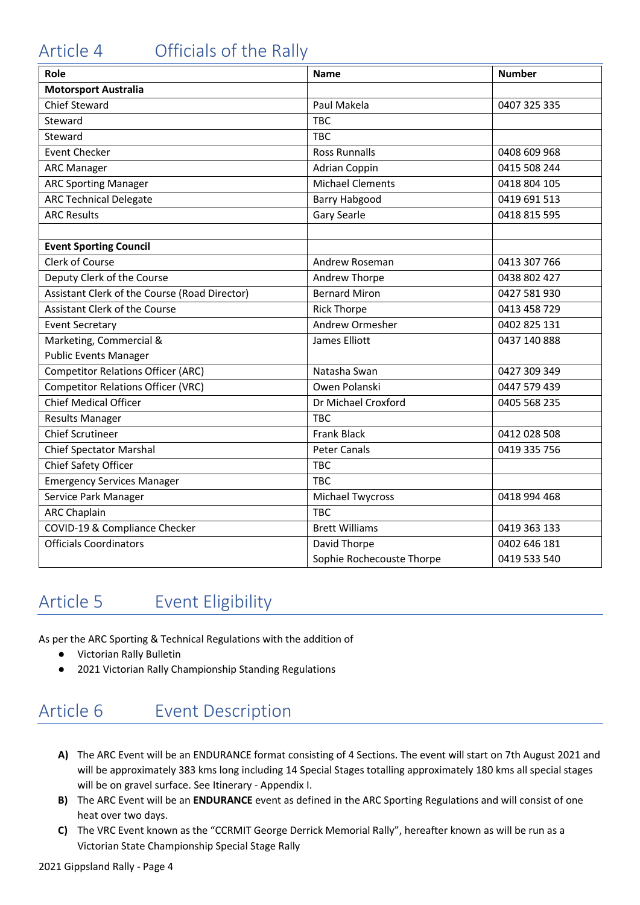# Article 4 Officials of the Rally

| Role | Name | Number |
|---|---|---|
| **Motorsport Australia** | | |
| Chief Steward | Paul Makela | 0407 325 335 |
| Steward | TBC | |
| Steward | TBC | |
| Event Checker | Ross Runnalls | 0408 609 968 |
| ARC Manager | Adrian Coppin | 0415 508 244 |
| ARC Sporting Manager | Michael Clements | 0418 804 105 |
| ARC Technical Delegate | Barry Habgood | 0419 691 513 |
| ARC Results | Gary Searle | 0418 815 595 |
| | | |
| **Event Sporting Council** | | |
| Clerk of Course | Andrew Roseman | 0413 307 766 |
| Deputy Clerk of the Course | Andrew Thorpe | 0438 802 427 |
| Assistant Clerk of the Course (Road Director) | Bernard Miron | 0427 581 930 |
| Assistant Clerk of the Course | Rick Thorpe | 0413 458 729 |
| Event Secretary | Andrew Ormesher | 0402 825 131 |
| Marketing, Commercial & Public Events Manager | James Elliott | 0437 140 888 |
| Competitor Relations Officer (ARC) | Natasha Swan | 0427 309 349 |
| Competitor Relations Officer (VRC) | Owen Polanski | 0447 579 439 |
| Chief Medical Officer | Dr Michael Croxford | 0405 568 235 |
| Results Manager | TBC | |
| Chief Scrutineer | Frank Black | 0412 028 508 |
| Chief Spectator Marshal | Peter Canals | 0419 335 756 |
| Chief Safety Officer | TBC | |
| Emergency Services Manager | TBC | |
| Service Park Manager | Michael Twycross | 0418 994 468 |
| ARC Chaplain | TBC | |
| COVID-19 & Compliance Checker | Brett Williams | 0419 363 133 |
| Officials Coordinators | David Thorpe<br>Sophie Rochecouste Thorpe | 0402 646 181<br>0419 533 540 |

# Article 5 Event Eligibility

As per the ARC Sporting & Technical Regulations with the addition of

- Victorian Rally Bulletin
- 2021 Victorian Rally Championship Standing Regulations

# Article 6 Event Description

**A)** The ARC Event will be an ENDURANCE format consisting of 4 Sections. The event will start on 7th August 2021 and will be approximately 383 kms long including 14 Special Stages totalling approximately 180 kms all special stages will be on gravel surface. See Itinerary - Appendix I.

**B)** The ARC Event will be an **ENDURANCE** event as defined in the ARC Sporting Regulations and will consist of one heat over two days.

**C)** The VRC Event known as the "CCRMIT George Derrick Memorial Rally", hereafter known as will be run as a Victorian State Championship Special Stage Rally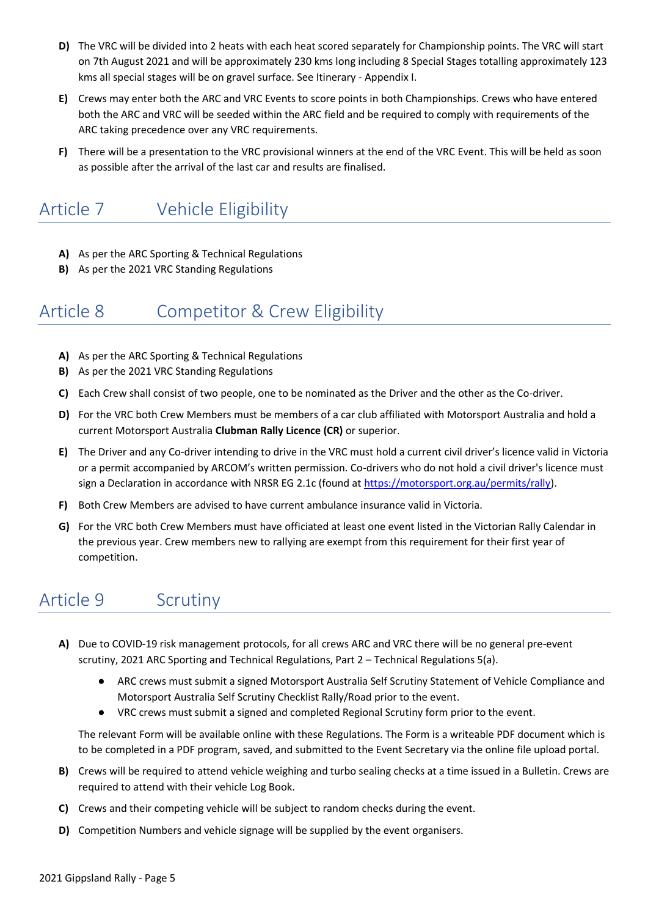**D)** The VRC will be divided into 2 heats with each heat scored separately for Championship points. The VRC will start on 7th August 2021 and will be approximately 230 kms long including 8 Special Stages totalling approximately 123 kms all special stages will be on gravel surface. See Itinerary - Appendix I.

**E)** Crews may enter both the ARC and VRC Events to score points in both Championships. Crews who have entered both the ARC and VRC will be seeded within the ARC field and be required to comply with requirements of the ARC taking precedence over any VRC requirements.

**F)** There will be a presentation to the VRC provisional winners at the end of the VRC Event. This will be held as soon as possible after the arrival of the last car and results are finalised.

## Article 7 Vehicle Eligibility

**A)** As per the ARC Sporting & Technical Regulations

**B)** As per the 2021 VRC Standing Regulations

## Article 8 Competitor & Crew Eligibility

**A)** As per the ARC Sporting & Technical Regulations

**B)** As per the 2021 VRC Standing Regulations

**C)** Each Crew shall consist of two people, one to be nominated as the Driver and the other as the Co-driver.

**D)** For the VRC both Crew Members must be members of a car club affiliated with Motorsport Australia and hold a current Motorsport Australia **Clubman Rally Licence (CR)** or superior.

**E)** The Driver and any Co-driver intending to drive in the VRC must hold a current civil driver's licence valid in Victoria or a permit accompanied by ARCOM's written permission. Co-drivers who do not hold a civil driver's licence must sign a Declaration in accordance with NRSR EG 2.1c (found at [https://motorsport.org.au/permits/rally](https://motorsport.org.au/permits/rally)).

**F)** Both Crew Members are advised to have current ambulance insurance valid in Victoria.

**G)** For the VRC both Crew Members must have officiated at least one event listed in the Victorian Rally Calendar in the previous year. Crew members new to rallying are exempt from this requirement for their first year of competition.

## Article 9 Scrutiny

**A)** Due to COVID-19 risk management protocols, for all crews ARC and VRC there will be no general pre-event scrutiny, 2021 ARC Sporting and Technical Regulations, Part 2 – Technical Regulations 5(a).

- ARC crews must submit a signed Motorsport Australia Self Scrutiny Statement of Vehicle Compliance and Motorsport Australia Self Scrutiny Checklist Rally/Road prior to the event.
- VRC crews must submit a signed and completed Regional Scrutiny form prior to the event.

The relevant Form will be available online with these Regulations. The Form is a writeable PDF document which is to be completed in a PDF program, saved, and submitted to the Event Secretary via the online file upload portal.

**B)** Crews will be required to attend vehicle weighing and turbo sealing checks at a time issued in a Bulletin. Crews are required to attend with their vehicle Log Book.

**C)** Crews and their competing vehicle will be subject to random checks during the event.

**D)** Competition Numbers and vehicle signage will be supplied by the event organisers.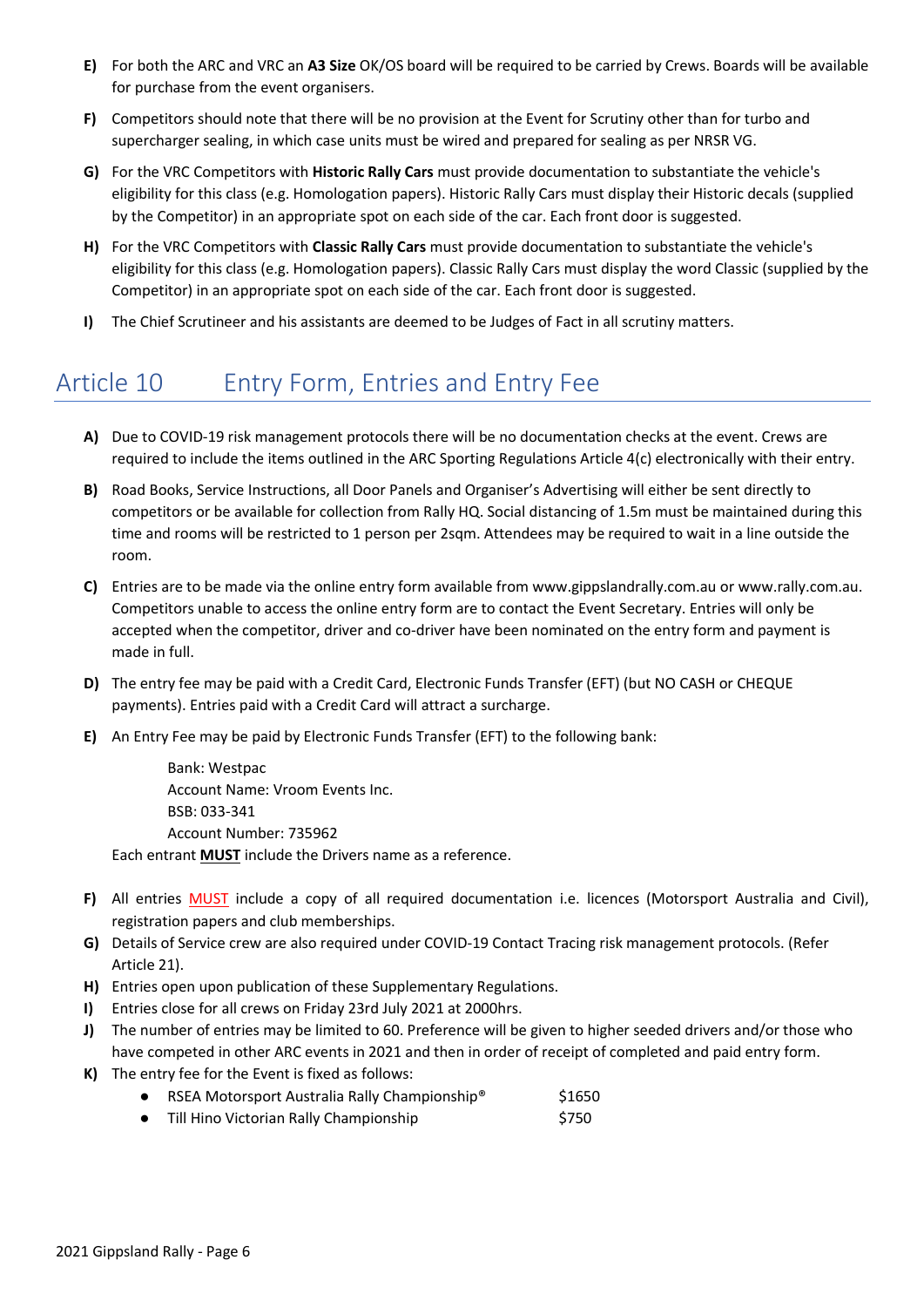**E)** For both the ARC and VRC an **A3 Size** OK/OS board will be required to be carried by Crews. Boards will be available for purchase from the event organisers.

**F)** Competitors should note that there will be no provision at the Event for Scrutiny other than for turbo and supercharger sealing, in which case units must be wired and prepared for sealing as per NRSR VG.

**G)** For the VRC Competitors with **Historic Rally Cars** must provide documentation to substantiate the vehicle's eligibility for this class (e.g. Homologation papers). Historic Rally Cars must display their Historic decals (supplied by the Competitor) in an appropriate spot on each side of the car. Each front door is suggested.

**H)** For the VRC Competitors with **Classic Rally Cars** must provide documentation to substantiate the vehicle's eligibility for this class (e.g. Homologation papers). Classic Rally Cars must display the word Classic (supplied by the Competitor) in an appropriate spot on each side of the car. Each front door is suggested.

**I)** The Chief Scrutineer and his assistants are deemed to be Judges of Fact in all scrutiny matters.

# Article 10 Entry Form, Entries and Entry Fee

**A)** Due to COVID-19 risk management protocols there will be no documentation checks at the event. Crews are required to include the items outlined in the ARC Sporting Regulations Article 4(c) electronically with their entry.

**B)** Road Books, Service Instructions, all Door Panels and Organiser's Advertising will either be sent directly to competitors or be available for collection from Rally HQ. Social distancing of 1.5m must be maintained during this time and rooms will be restricted to 1 person per 2sqm. Attendees may be required to wait in a line outside the room.

**C)** Entries are to be made via the online entry form available from www.gippslandrally.com.au or www.rally.com.au. Competitors unable to access the online entry form are to contact the Event Secretary. Entries will only be accepted when the competitor, driver and co-driver have been nominated on the entry form and payment is made in full.

**D)** The entry fee may be paid with a Credit Card, Electronic Funds Transfer (EFT) (but NO CASH or CHEQUE payments). Entries paid with a Credit Card will attract a surcharge.

**E)** An Entry Fee may be paid by Electronic Funds Transfer (EFT) to the following bank:

Bank: Westpac
Account Name: Vroom Events Inc.
BSB: 033-341
Account Number: 735962

Each entrant **MUST** include the Drivers name as a reference.

**F)** All entries MUST include a copy of all required documentation i.e. licences (Motorsport Australia and Civil), registration papers and club memberships.

**G)** Details of Service crew are also required under COVID-19 Contact Tracing risk management protocols. (Refer Article 21).

**H)** Entries open upon publication of these Supplementary Regulations.

**I)** Entries close for all crews on Friday 23rd July 2021 at 2000hrs.

**J)** The number of entries may be limited to 60. Preference will be given to higher seeded drivers and/or those who have competed in other ARC events in 2021 and then in order of receipt of completed and paid entry form.

**K)** The entry fee for the Event is fixed as follows:

- RSEA Motorsport Australia Rally Championship® $1650
- Till Hino Victorian Rally Championship $750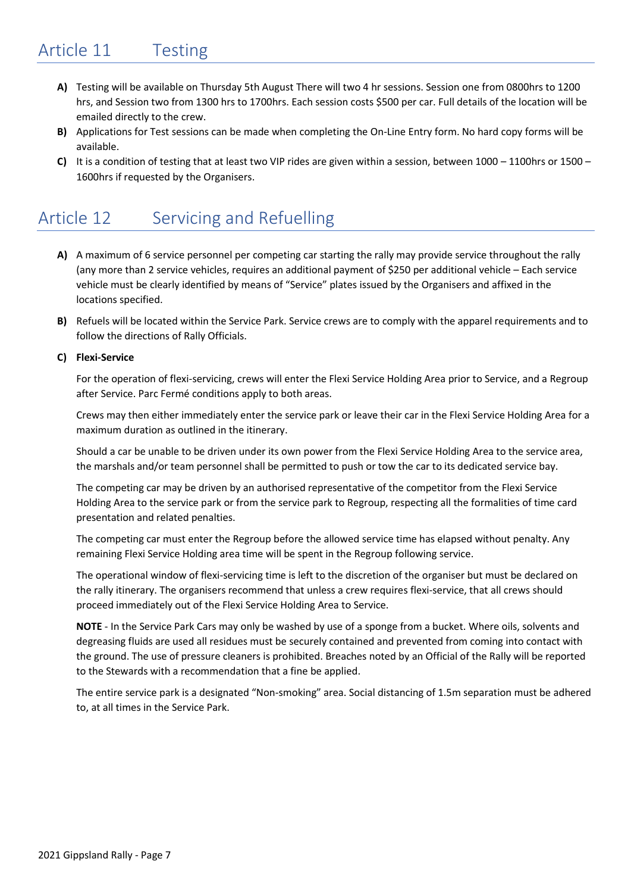## Article 11 Testing

**A)** Testing will be available on Thursday 5th August There will two 4 hr sessions. Session one from 0800hrs to 1200 hrs, and Session two from 1300 hrs to 1700hrs. Each session costs $500 per car. Full details of the location will be emailed directly to the crew.

**B)** Applications for Test sessions can be made when completing the On-Line Entry form. No hard copy forms will be available.

**C)** It is a condition of testing that at least two VIP rides are given within a session, between 1000 – 1100hrs or 1500 – 1600hrs if requested by the Organisers.

## Article 12 Servicing and Refuelling

**A)** A maximum of 6 service personnel per competing car starting the rally may provide service throughout the rally (any more than 2 service vehicles, requires an additional payment of $250 per additional vehicle – Each service vehicle must be clearly identified by means of "Service" plates issued by the Organisers and affixed in the locations specified.

**B)** Refuels will be located within the Service Park. Service crews are to comply with the apparel requirements and to follow the directions of Rally Officials.

**C) Flexi-Service**

For the operation of flexi-servicing, crews will enter the Flexi Service Holding Area prior to Service, and a Regroup after Service. Parc Fermé conditions apply to both areas.

Crews may then either immediately enter the service park or leave their car in the Flexi Service Holding Area for a maximum duration as outlined in the itinerary.

Should a car be unable to be driven under its own power from the Flexi Service Holding Area to the service area, the marshals and/or team personnel shall be permitted to push or tow the car to its dedicated service bay.

The competing car may be driven by an authorised representative of the competitor from the Flexi Service Holding Area to the service park or from the service park to Regroup, respecting all the formalities of time card presentation and related penalties.

The competing car must enter the Regroup before the allowed service time has elapsed without penalty. Any remaining Flexi Service Holding area time will be spent in the Regroup following service.

The operational window of flexi-servicing time is left to the discretion of the organiser but must be declared on the rally itinerary. The organisers recommend that unless a crew requires flexi-service, that all crews should proceed immediately out of the Flexi Service Holding Area to Service.

**NOTE** - In the Service Park Cars may only be washed by use of a sponge from a bucket. Where oils, solvents and degreasing fluids are used all residues must be securely contained and prevented from coming into contact with the ground. The use of pressure cleaners is prohibited. Breaches noted by an Official of the Rally will be reported to the Stewards with a recommendation that a fine be applied.

The entire service park is a designated "Non-smoking" area. Social distancing of 1.5m separation must be adhered to, at all times in the Service Park.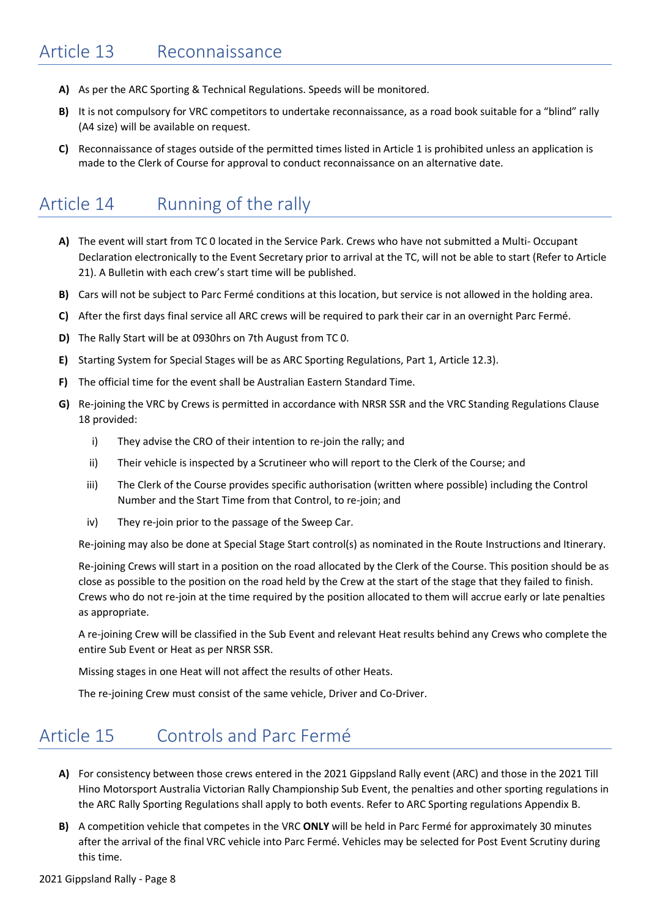## Article 13 Reconnaissance

**A)** As per the ARC Sporting & Technical Regulations. Speeds will be monitored.

**B)** It is not compulsory for VRC competitors to undertake reconnaissance, as a road book suitable for a "blind" rally (A4 size) will be available on request.

**C)** Reconnaissance of stages outside of the permitted times listed in Article 1 is prohibited unless an application is made to the Clerk of Course for approval to conduct reconnaissance on an alternative date.

## Article 14 Running of the rally

**A)** The event will start from TC 0 located in the Service Park. Crews who have not submitted a Multi- Occupant Declaration electronically to the Event Secretary prior to arrival at the TC, will not be able to start (Refer to Article 21). A Bulletin with each crew's start time will be published.

**B)** Cars will not be subject to Parc Fermé conditions at this location, but service is not allowed in the holding area.

**C)** After the first days final service all ARC crews will be required to park their car in an overnight Parc Fermé.

**D)** The Rally Start will be at 0930hrs on 7th August from TC 0.

**E)** Starting System for Special Stages will be as ARC Sporting Regulations, Part 1, Article 12.3).

**F)** The official time for the event shall be Australian Eastern Standard Time.

**G)** Re-joining the VRC by Crews is permitted in accordance with NRSR SSR and the VRC Standing Regulations Clause 18 provided:

  i) They advise the CRO of their intention to re-join the rally; and

  ii) Their vehicle is inspected by a Scrutineer who will report to the Clerk of the Course; and

  iii) The Clerk of the Course provides specific authorisation (written where possible) including the Control Number and the Start Time from that Control, to re-join; and

  iv) They re-join prior to the passage of the Sweep Car.

Re-joining may also be done at Special Stage Start control(s) as nominated in the Route Instructions and Itinerary.

Re-joining Crews will start in a position on the road allocated by the Clerk of the Course. This position should be as close as possible to the position on the road held by the Crew at the start of the stage that they failed to finish. Crews who do not re-join at the time required by the position allocated to them will accrue early or late penalties as appropriate.

A re-joining Crew will be classified in the Sub Event and relevant Heat results behind any Crews who complete the entire Sub Event or Heat as per NRSR SSR.

Missing stages in one Heat will not affect the results of other Heats.

The re-joining Crew must consist of the same vehicle, Driver and Co-Driver.

## Article 15 Controls and Parc Fermé

**A)** For consistency between those crews entered in the 2021 Gippsland Rally event (ARC) and those in the 2021 Till Hino Motorsport Australia Victorian Rally Championship Sub Event, the penalties and other sporting regulations in the ARC Rally Sporting Regulations shall apply to both events. Refer to ARC Sporting regulations Appendix B.

**B)** A competition vehicle that competes in the VRC **ONLY** will be held in Parc Fermé for approximately 30 minutes after the arrival of the final VRC vehicle into Parc Fermé. Vehicles may be selected for Post Event Scrutiny during this time.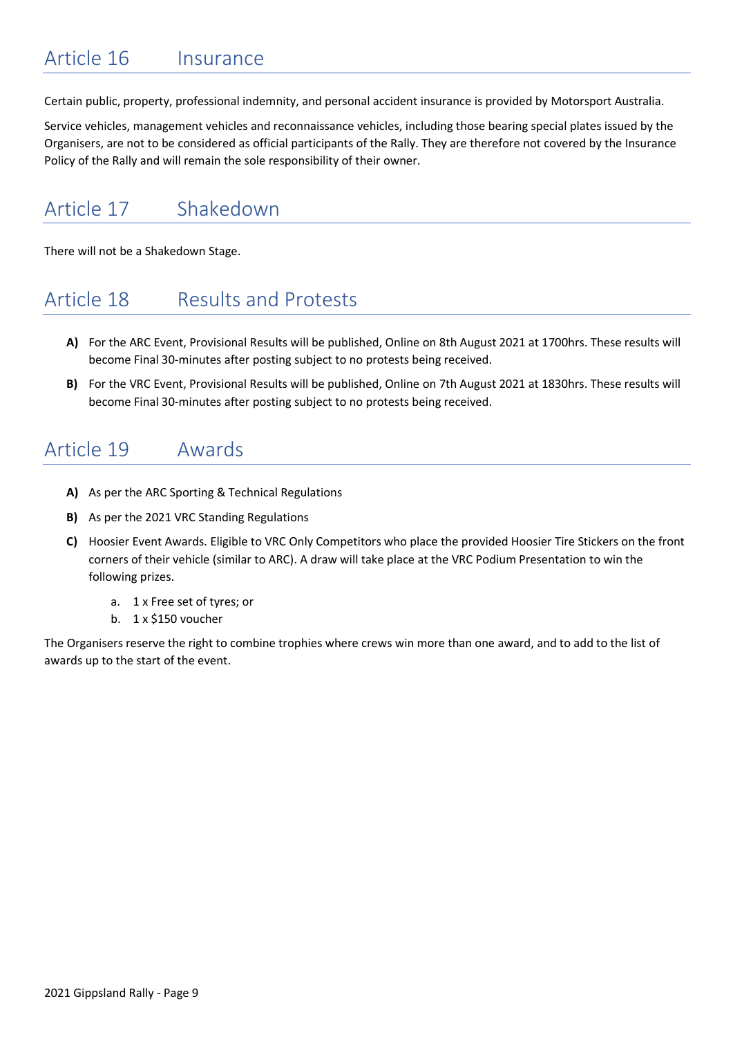## Article 16 Insurance

Certain public, property, professional indemnity, and personal accident insurance is provided by Motorsport Australia.

Service vehicles, management vehicles and reconnaissance vehicles, including those bearing special plates issued by the Organisers, are not to be considered as official participants of the Rally. They are therefore not covered by the Insurance Policy of the Rally and will remain the sole responsibility of their owner.

## Article 17 Shakedown

There will not be a Shakedown Stage.

## Article 18 Results and Protests

**A)** For the ARC Event, Provisional Results will be published, Online on 8th August 2021 at 1700hrs. These results will become Final 30-minutes after posting subject to no protests being received.

**B)** For the VRC Event, Provisional Results will be published, Online on 7th August 2021 at 1830hrs. These results will become Final 30-minutes after posting subject to no protests being received.

## Article 19 Awards

**A)** As per the ARC Sporting & Technical Regulations

**B)** As per the 2021 VRC Standing Regulations

**C)** Hoosier Event Awards. Eligible to VRC Only Competitors who place the provided Hoosier Tire Stickers on the front corners of their vehicle (similar to ARC). A draw will take place at the VRC Podium Presentation to win the following prizes.

  a. 1 x Free set of tyres; or
  b. 1 x $150 voucher

The Organisers reserve the right to combine trophies where crews win more than one award, and to add to the list of awards up to the start of the event.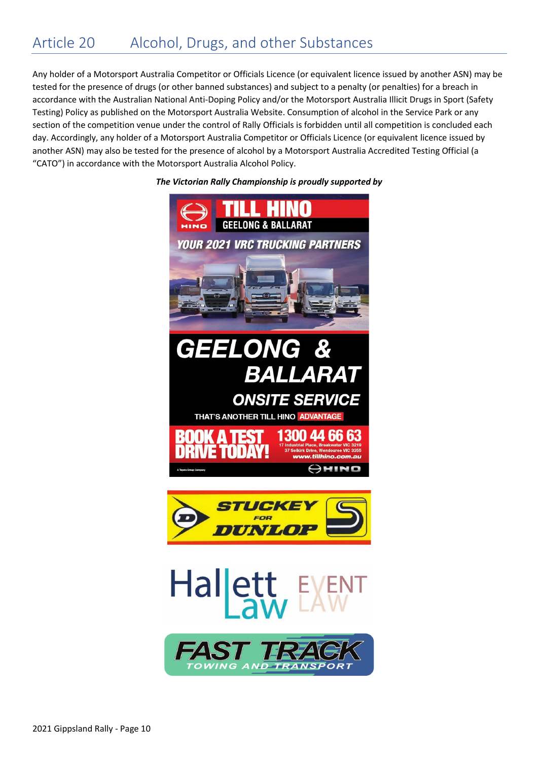# Article 20 Alcohol, Drugs, and other Substances

Any holder of a Motorsport Australia Competitor or Officials Licence (or equivalent licence issued by another ASN) may be tested for the presence of drugs (or other banned substances) and subject to a penalty (or penalties) for a breach in accordance with the Australian National Anti-Doping Policy and/or the Motorsport Australia Illicit Drugs in Sport (Safety Testing) Policy as published on the Motorsport Australia Website. Consumption of alcohol in the Service Park or any section of the competition venue under the control of Rally Officials is forbidden until all competition is concluded each day. Accordingly, any holder of a Motorsport Australia Competitor or Officials Licence (or equivalent licence issued by another ASN) may also be tested for the presence of alcohol by a Motorsport Australia Accredited Testing Official (a "CATO") in accordance with the Motorsport Australia Alcohol Policy.

***The Victorian Rally Championship is proudly supported by***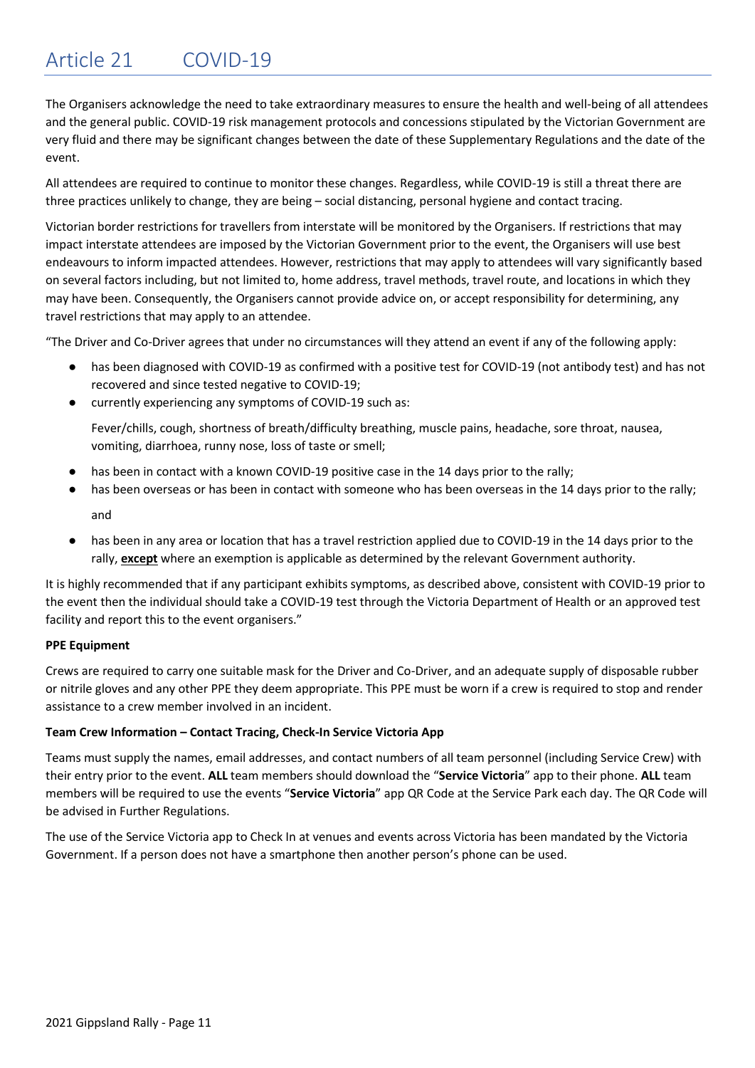# Article 21 COVID-19

The Organisers acknowledge the need to take extraordinary measures to ensure the health and well-being of all attendees and the general public. COVID-19 risk management protocols and concessions stipulated by the Victorian Government are very fluid and there may be significant changes between the date of these Supplementary Regulations and the date of the event.

All attendees are required to continue to monitor these changes. Regardless, while COVID-19 is still a threat there are three practices unlikely to change, they are being – social distancing, personal hygiene and contact tracing.

Victorian border restrictions for travellers from interstate will be monitored by the Organisers. If restrictions that may impact interstate attendees are imposed by the Victorian Government prior to the event, the Organisers will use best endeavours to inform impacted attendees. However, restrictions that may apply to attendees will vary significantly based on several factors including, but not limited to, home address, travel methods, travel route, and locations in which they may have been. Consequently, the Organisers cannot provide advice on, or accept responsibility for determining, any travel restrictions that may apply to an attendee.

"The Driver and Co-Driver agrees that under no circumstances will they attend an event if any of the following apply:

- has been diagnosed with COVID-19 as confirmed with a positive test for COVID-19 (not antibody test) and has not recovered and since tested negative to COVID-19;
- currently experiencing any symptoms of COVID-19 such as:

  Fever/chills, cough, shortness of breath/difficulty breathing, muscle pains, headache, sore throat, nausea, vomiting, diarrhoea, runny nose, loss of taste or smell;

- has been in contact with a known COVID-19 positive case in the 14 days prior to the rally;
- has been overseas or has been in contact with someone who has been overseas in the 14 days prior to the rally;

  and

- has been in any area or location that has a travel restriction applied due to COVID-19 in the 14 days prior to the rally, **except** where an exemption is applicable as determined by the relevant Government authority.

It is highly recommended that if any participant exhibits symptoms, as described above, consistent with COVID-19 prior to the event then the individual should take a COVID-19 test through the Victoria Department of Health or an approved test facility and report this to the event organisers."

**PPE Equipment**

Crews are required to carry one suitable mask for the Driver and Co-Driver, and an adequate supply of disposable rubber or nitrile gloves and any other PPE they deem appropriate. This PPE must be worn if a crew is required to stop and render assistance to a crew member involved in an incident.

**Team Crew Information – Contact Tracing, Check-In Service Victoria App**

Teams must supply the names, email addresses, and contact numbers of all team personnel (including Service Crew) with their entry prior to the event. **ALL** team members should download the "**Service Victoria**" app to their phone. **ALL** team members will be required to use the events "**Service Victoria**" app QR Code at the Service Park each day. The QR Code will be advised in Further Regulations.

The use of the Service Victoria app to Check In at venues and events across Victoria has been mandated by the Victoria Government. If a person does not have a smartphone then another person's phone can be used.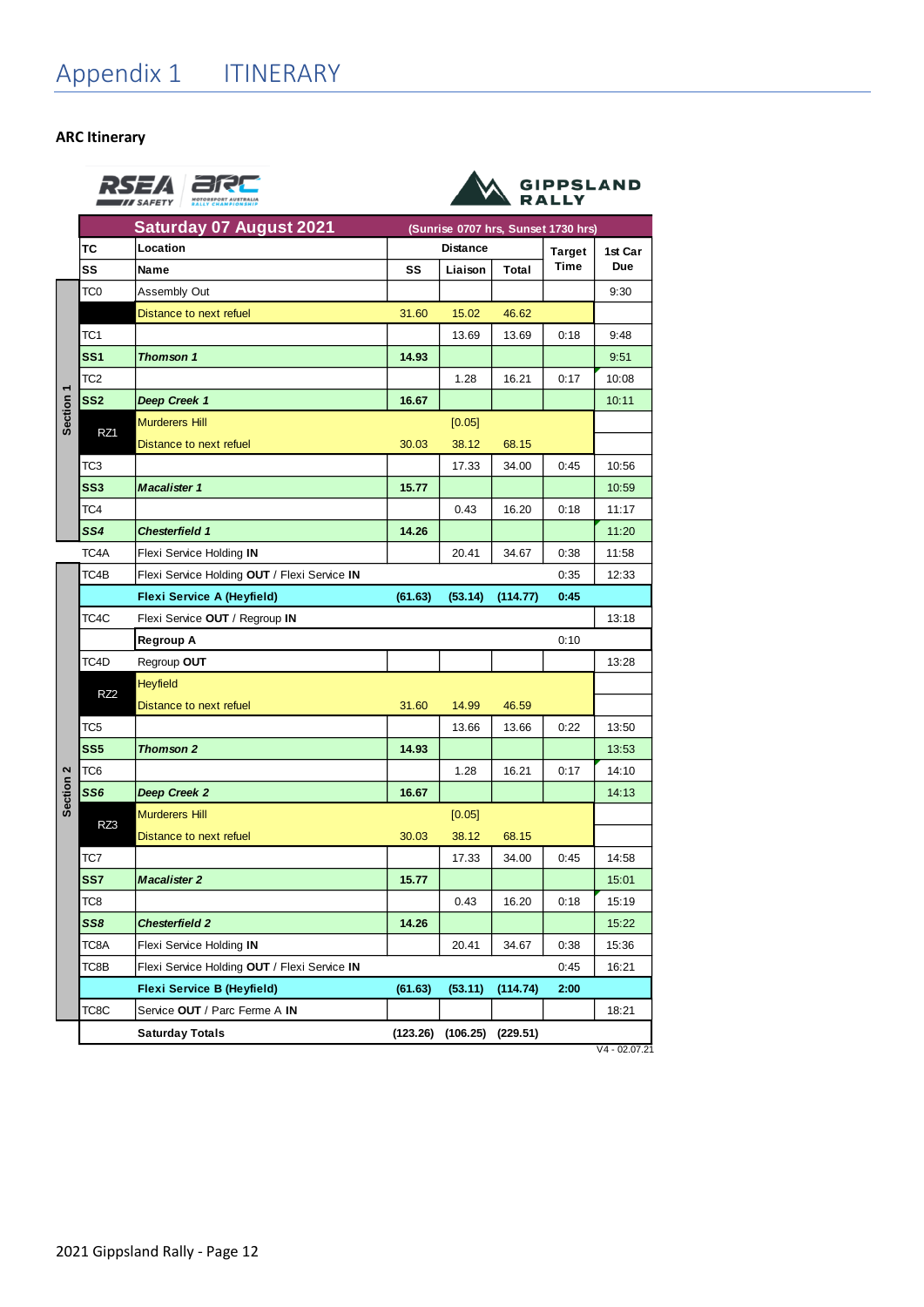# Appendix 1 ITINERARY

## ARC Itinerary

RSEA SAFETY | ARC Motorsport Australia Rally Championship | GIPPSLAND RALLY

| Section | TC / SS | Location / Name | Distance SS | Distance Liaison | Distance Total | Target Time | 1st Car Due |
|---|---|---|---|---|---|---|---|
| **Saturday 07 August 2021** | | (Sunrise 0707 hrs, Sunset 1730 hrs) | | | | | |
| Section 1 | TC0 | Assembly Out | | | | | 9:30 |
| | | Distance to next refuel | 31.60 | 15.02 | 46.62 | | |
| | TC1 | | | 13.69 | 13.69 | 0:18 | 9:48 |
| | **SS1** | ***Thomson 1*** | **14.93** | | | | 9:51 |
| | TC2 | | | 1.28 | 16.21 | 0:17 | 10:08 |
| | **SS2** | ***Deep Creek 1*** | **16.67** | | | | 10:11 |
| | RZ1 | Murderers Hill | | [0.05] | | | |
| | | Distance to next refuel | 30.03 | 38.12 | 68.15 | | |
| | TC3 | | | 17.33 | 34.00 | 0:45 | 10:56 |
| | **SS3** | ***Macalister 1*** | **15.77** | | | | 10:59 |
| | TC4 | | | 0.43 | 16.20 | 0:18 | 11:17 |
| | ***SS4*** | ***Chesterfield 1*** | **14.26** | | | | 11:20 |
| | TC4A | Flexi Service Holding **IN** | | 20.41 | 34.67 | 0:38 | 11:58 |
| Section 2 | TC4B | Flexi Service Holding **OUT** / Flexi Service **IN** | | | | 0:35 | 12:33 |
| | | **Flexi Service A (Heyfield)** | **(61.63)** | **(53.14)** | **(114.77)** | **0:45** | |
| | TC4C | Flexi Service **OUT** / Regroup **IN** | | | | | 13:18 |
| | | **Regroup A** | | | | 0:10 | |
| | TC4D | Regroup **OUT** | | | | | 13:28 |
| | RZ2 | Heyfield | | | | | |
| | | Distance to next refuel | 31.60 | 14.99 | 46.59 | | |
| | TC5 | | | 13.66 | 13.66 | 0:22 | 13:50 |
| | **SS5** | ***Thomson 2*** | **14.93** | | | | 13:53 |
| | TC6 | | | 1.28 | 16.21 | 0:17 | 14:10 |
| | ***SS6*** | ***Deep Creek 2*** | **16.67** | | | | 14:13 |
| | RZ3 | Murderers Hill | | [0.05] | | | |
| | | Distance to next refuel | 30.03 | 38.12 | 68.15 | | |
| | TC7 | | | 17.33 | 34.00 | 0:45 | 14:58 |
| | **SS7** | ***Macalister 2*** | **15.77** | | | | 15:01 |
| | TC8 | | | 0.43 | 16.20 | 0:18 | 15:19 |
| | ***SS8*** | ***Chesterfield 2*** | **14.26** | | | | 15:22 |
| | TC8A | Flexi Service Holding **IN** | | 20.41 | 34.67 | 0:38 | 15:36 |
| | TC8B | Flexi Service Holding **OUT** / Flexi Service **IN** | | | | 0:45 | 16:21 |
| | | **Flexi Service B (Heyfield)** | **(61.63)** | **(53.11)** | **(114.74)** | **2:00** | |
| | TC8C | Service **OUT** / Parc Ferme A **IN** | | | | | 18:21 |
| | | **Saturday Totals** | **(123.26)** | **(106.25)** | **(229.51)** | | |

V4 - 02.07.21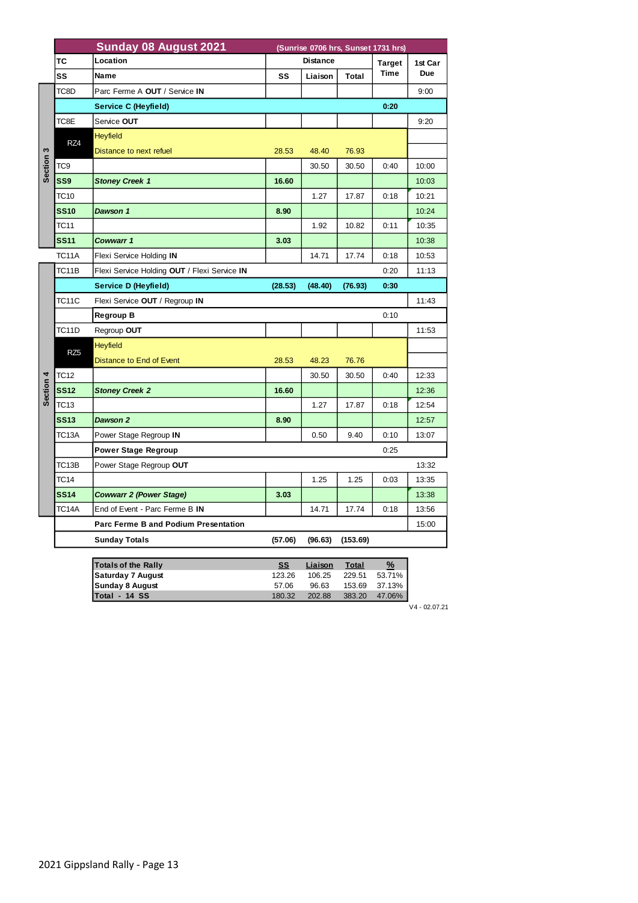## Sunday 08 August 2021 (Sunrise 0706 hrs, Sunset 1731 hrs)

| Section | TC / SS | Location / Name | SS | Liaison | Total | Target Time | 1st Car Due |
|---|---|---|---|---|---|---|---|
| Section 3 | TC8D | Parc Ferme A **OUT** / Service **IN** | | | | | 9:00 |
| | | **Service C (Heyfield)** | | | | **0:20** | |
| | TC8E | Service **OUT** | | | | | 9:20 |
| | RZ4 | Heyfield | | | | | |
| | | Distance to next refuel | 28.53 | 48.40 | 76.93 | | |
| | TC9 | | | 30.50 | 30.50 | 0:40 | 10:00 |
| | **SS9** | ***Stoney Creek 1*** | **16.60** | | | | 10:03 |
| | TC10 | | | 1.27 | 17.87 | 0:18 | 10:21 |
| | **SS10** | ***Dawson 1*** | **8.90** | | | | 10:24 |
| | TC11 | | | 1.92 | 10.82 | 0:11 | 10:35 |
| | **SS11** | ***Cowwarr 1*** | **3.03** | | | | 10:38 |
| | TC11A | Flexi Service Holding **IN** | | 14.71 | 17.74 | 0:18 | 10:53 |
| Section 4 | TC11B | Flexi Service Holding **OUT** / Flexi Service **IN** | | | | 0:20 | 11:13 |
| | | **Service D (Heyfield)** | **(28.53)** | **(48.40)** | **(76.93)** | **0:30** | |
| | TC11C | Flexi Service **OUT** / Regroup **IN** | | | | | 11:43 |
| | | **Regroup B** | | | | 0:10 | |
| | TC11D | Regroup **OUT** | | | | | 11:53 |
| | RZ5 | Heyfield | | | | | |
| | | Distance to End of Event | 28.53 | 48.23 | 76.76 | | |
| | TC12 | | | 30.50 | 30.50 | 0:40 | 12:33 |
| | **SS12** | ***Stoney Creek 2*** | **16.60** | | | | 12:36 |
| | TC13 | | | 1.27 | 17.87 | 0:18 | 12:54 |
| | **SS13** | ***Dawson 2*** | **8.90** | | | | 12:57 |
| | TC13A | Power Stage Regroup **IN** | | 0.50 | 9.40 | 0:10 | 13:07 |
| | | **Power Stage Regroup** | | | | 0:25 | |
| | TC13B | Power Stage Regroup **OUT** | | | | | 13:32 |
| | TC14 | | | 1.25 | 1.25 | 0:03 | 13:35 |
| | **SS14** | ***Cowwarr 2 (Power Stage)*** | **3.03** | | | | 13:38 |
| | TC14A | End of Event - Parc Ferme B **IN** | | 14.71 | 17.74 | 0:18 | 13:56 |
| | | **Parc Ferme B and Podium Presentation** | | | | | 15:00 |
| | | **Sunday Totals** | **(57.06)** | **(96.63)** | **(153.69)** | | |

| Totals of the Rally | SS | Liaison | Total | % |
|---|---|---|---|---|
| **Saturday 7 August** | 123.26 | 106.25 | 229.51 | 53.71% |
| **Sunday 8 August** | 57.06 | 96.63 | 153.69 | 37.13% |
| **Total - 14 SS** | 180.32 | 202.88 | 383.20 | 47.06% |

V4 - 02.07.21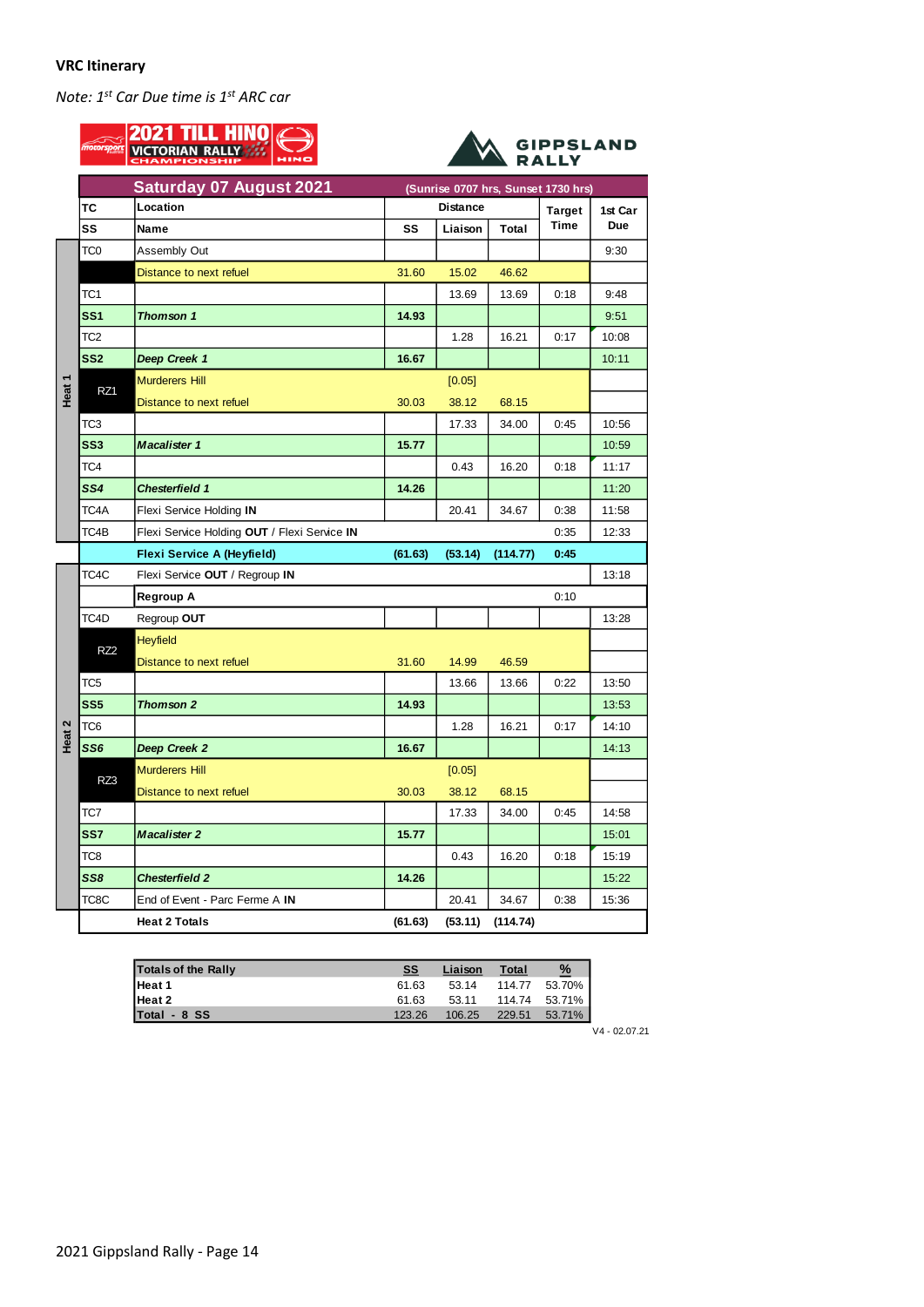**VRC Itinerary**

*Note: 1st Car Due time is 1st ARC car*

2021 TILL HINO VICTORIAN RALLY CHAMPIONSHIP

GIPPSLAND RALLY

**Saturday 07 August 2021** (Sunrise 0707 hrs, Sunset 1730 hrs)

| | TC | Location | Distance | | | Target | 1st Car |
|---|---|---|---|---|---|---|---|
| | SS | Name | SS | Liaison | Total | Time | Due |
| Heat 1 | TC0 | Assembly Out | | | | | 9:30 |
| Heat 1 | | Distance to next refuel | 31.60 | 15.02 | 46.62 | | |
| Heat 1 | TC1 | | | 13.69 | 13.69 | 0:18 | 9:48 |
| Heat 1 | **SS1** | ***Thomson 1*** | **14.93** | | | | 9:51 |
| Heat 1 | TC2 | | | 1.28 | 16.21 | 0:17 | 10:08 |
| Heat 1 | **SS2** | ***Deep Creek 1*** | **16.67** | | | | 10:11 |
| Heat 1 | RZ1 | Murderers Hill | | [0.05] | | | |
| Heat 1 | RZ1 | Distance to next refuel | 30.03 | 38.12 | 68.15 | | |
| Heat 1 | TC3 | | | 17.33 | 34.00 | 0:45 | 10:56 |
| Heat 1 | **SS3** | ***Macalister 1*** | **15.77** | | | | 10:59 |
| Heat 1 | TC4 | | | 0.43 | 16.20 | 0:18 | 11:17 |
| Heat 1 | ***SS4*** | ***Chesterfield 1*** | **14.26** | | | | 11:20 |
| Heat 1 | TC4A | Flexi Service Holding **IN** | | 20.41 | 34.67 | 0:38 | 11:58 |
| Heat 1 | TC4B | Flexi Service Holding **OUT** / Flexi Service **IN** | | | | 0:35 | 12:33 |
| | | **Flexi Service A (Heyfield)** | **(61.63)** | **(53.14)** | **(114.77)** | **0:45** | |
| Heat 2 | TC4C | Flexi Service **OUT** / Regroup **IN** | | | | | 13:18 |
| Heat 2 | | **Regroup A** | | | | 0:10 | |
| Heat 2 | TC4D | Regroup **OUT** | | | | | 13:28 |
| Heat 2 | RZ2 | Heyfield | | | | | |
| Heat 2 | RZ2 | Distance to next refuel | 31.60 | 14.99 | 46.59 | | |
| Heat 2 | TC5 | | | 13.66 | 13.66 | 0:22 | 13:50 |
| Heat 2 | **SS5** | ***Thomson 2*** | **14.93** | | | | 13:53 |
| Heat 2 | TC6 | | | 1.28 | 16.21 | 0:17 | 14:10 |
| Heat 2 | ***SS6*** | ***Deep Creek 2*** | **16.67** | | | | 14:13 |
| Heat 2 | RZ3 | Murderers Hill | | [0.05] | | | |
| Heat 2 | RZ3 | Distance to next refuel | 30.03 | 38.12 | 68.15 | | |
| Heat 2 | TC7 | | | 17.33 | 34.00 | 0:45 | 14:58 |
| Heat 2 | **SS7** | ***Macalister 2*** | **15.77** | | | | 15:01 |
| Heat 2 | TC8 | | | 0.43 | 16.20 | 0:18 | 15:19 |
| Heat 2 | ***SS8*** | ***Chesterfield 2*** | **14.26** | | | | 15:22 |
| Heat 2 | TC8C | End of Event - Parc Ferme A **IN** | | 20.41 | 34.67 | 0:38 | 15:36 |
| | | **Heat 2 Totals** | **(61.63)** | **(53.11)** | **(114.74)** | | |

| **Totals of the Rally** | **SS** | **Liaison** | **Total** | **%** |
|---|---|---|---|---|
| **Heat 1** | 61.63 | 53.14 | 114.77 | 53.70% |
| **Heat 2** | 61.63 | 53.11 | 114.74 | 53.71% |
| **Total - 8 SS** | 123.26 | 106.25 | 229.51 | 53.71% |

V4 - 02.07.21